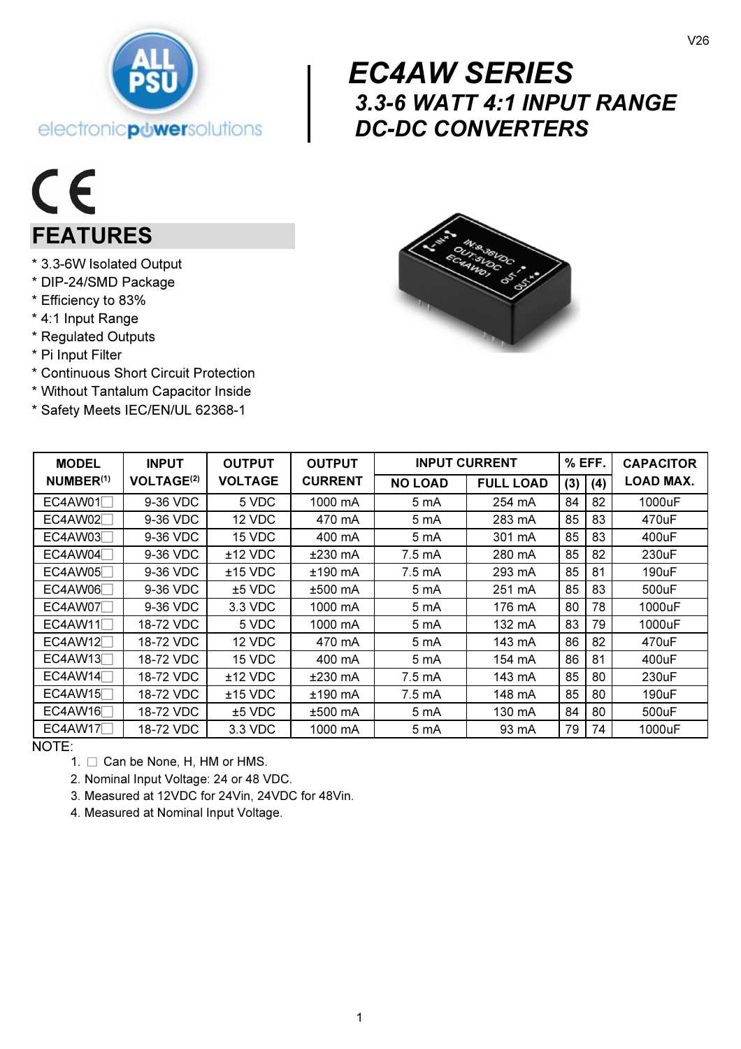# EC4AW SERIES

## 3.3-6 WATT 4:1 INPUT RANGE DC-DC CONVERTERS

## FEATURES

* 3.3-6W Isolated Output
* DIP-24/SMD Package
* Efficiency to 83%
* 4:1 Input Range
* Regulated Outputs
* Pi Input Filter
* Continuous Short Circuit Protection
* Without Tantalum Capacitor Inside
* Safety Meets IEC/EN/UL 62368-1

| MODEL NUMBER[1] | INPUT VOLTAGE[2] | OUTPUT VOLTAGE | OUTPUT CURRENT | INPUT CURRENT | | % EFF. | | CAPACITOR LOAD MAX. |
|---|---|---|---|---|---|---|---|---|
| | | | | NO LOAD | FULL LOAD | (3) | (4) | |
| EC4AW01□ | 9-36 VDC | 5 VDC | 1000 mA | 5 mA | 254 mA | 84 | 82 | 1000uF |
| EC4AW02□ | 9-36 VDC | 12 VDC | 470 mA | 5 mA | 283 mA | 85 | 83 | 470uF |
| EC4AW03□ | 9-36 VDC | 15 VDC | 400 mA | 5 mA | 301 mA | 85 | 83 | 400uF |
| EC4AW04□ | 9-36 VDC | ±12 VDC | ±230 mA | 7.5 mA | 280 mA | 85 | 82 | 230uF |
| EC4AW05□ | 9-36 VDC | ±15 VDC | ±190 mA | 7.5 mA | 293 mA | 85 | 81 | 190uF |
| EC4AW06□ | 9-36 VDC | ±5 VDC | ±500 mA | 5 mA | 251 mA | 85 | 83 | 500uF |
| EC4AW07□ | 9-36 VDC | 3.3 VDC | 1000 mA | 5 mA | 176 mA | 80 | 78 | 1000uF |
| EC4AW11□ | 18-72 VDC | 5 VDC | 1000 mA | 5 mA | 132 mA | 83 | 79 | 1000uF |
| EC4AW12□ | 18-72 VDC | 12 VDC | 470 mA | 5 mA | 143 mA | 86 | 82 | 470uF |
| EC4AW13□ | 18-72 VDC | 15 VDC | 400 mA | 5 mA | 154 mA | 86 | 81 | 400uF |
| EC4AW14□ | 18-72 VDC | ±12 VDC | ±230 mA | 7.5 mA | 143 mA | 85 | 80 | 230uF |
| EC4AW15□ | 18-72 VDC | ±15 VDC | ±190 mA | 7.5 mA | 148 mA | 85 | 80 | 190uF |
| EC4AW16□ | 18-72 VDC | ±5 VDC | ±500 mA | 5 mA | 130 mA | 84 | 80 | 500uF |
| EC4AW17□ | 18-72 VDC | 3.3 VDC | 1000 mA | 5 mA | 93 mA | 79 | 74 | 1000uF |

NOTE:

1. □ Can be None, H, HM or HMS.
2. Nominal Input Voltage: 24 or 48 VDC.
3. Measured at 12VDC for 24Vin, 24VDC for 48Vin.
4. Measured at Nominal Input Voltage.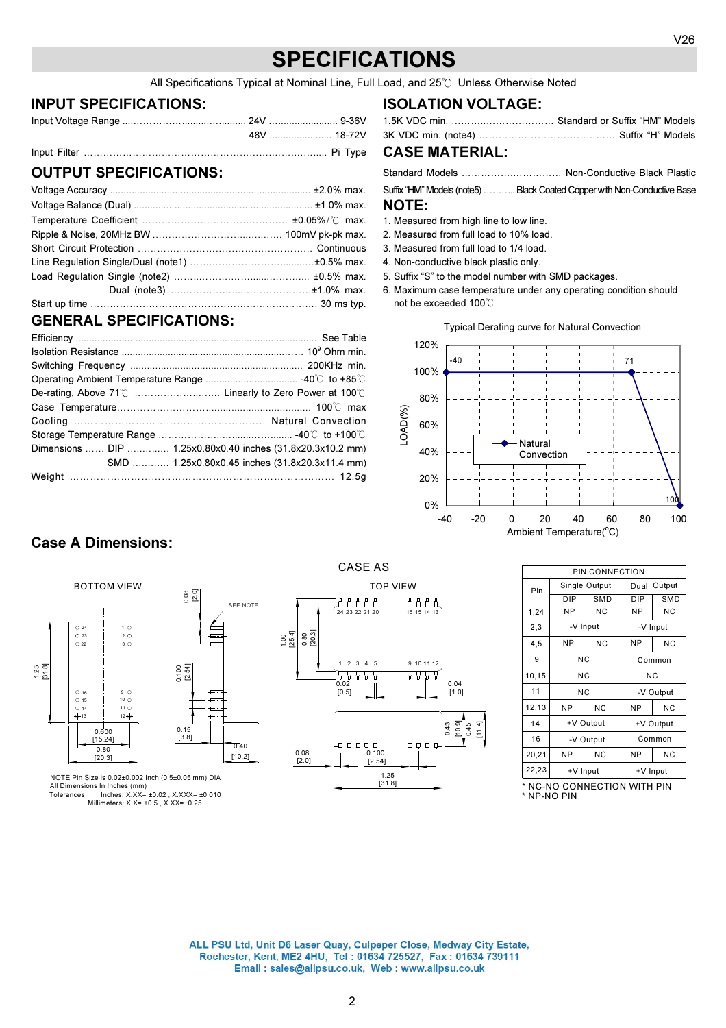# SPECIFICATIONS

All Specifications Typical at Nominal Line, Full Load, and 25℃ Unless Otherwise Noted

## INPUT SPECIFICATIONS:

Input Voltage Range ........ 24V ........ 9-36V
48V ........ 18-72V

Input Filter ........ Pi Type

## OUTPUT SPECIFICATIONS:

Voltage Accuracy ........ ±2.0% max.
Voltage Balance (Dual) ........ ±1.0% max.
Temperature Coefficient ........ ±0.05%/℃ max.
Ripple & Noise, 20MHz BW ........ 100mV pk-pk max.
Short Circuit Protection ........ Continuous
Line Regulation Single/Dual (note1) ........ ±0.5% max.
Load Regulation Single (note2) ........ ±0.5% max.
Dual (note3) ........ ±1.0% max.
Start up time ........ 30 ms typ.

## GENERAL SPECIFICATIONS:

Efficiency ........ See Table
Isolation Resistance ........ $10^9$ Ohm min.
Switching Frequency ........ 200KHz min.
Operating Ambient Temperature Range ........ -40℃ to +85℃
De-rating, Above 71℃ ........ Linearly to Zero Power at 100℃
Case Temperature ........ 100℃ max
Cooling ........ Natural Convection
Storage Temperature Range ........ -40℃ to +100℃
Dimensions ...... DIP ........ 1.25x0.80x0.40 inches (31.8x20.3x10.2 mm)
SMD ........ 1.25x0.80x0.45 inches (31.8x20.3x11.4 mm)
Weight ........ 12.5g

## ISOLATION VOLTAGE:

1.5K VDC min. ........ Standard or Suffix "HM" Models
3K VDC min. (note4) ........ Suffix "H" Models

## CASE MATERIAL:

Standard Models ........ Non-Conductive Black Plastic
Suffix "HM" Models (note5) ........ Black Coated Copper with Non-Conductive Base

## NOTE:

1. Measured from high line to low line.
2. Measured from full load to 10% load.
3. Measured from full load to 1/4 load.
4. Non-conductive black plastic only.
5. Suffix "S" to the model number with SMD packages.
6. Maximum case temperature under any operating condition should not be exceeded 100℃

Typical Derating curve for Natural Convection

120%
100%
80%
60%
40%
20%
0%
LOAD(%)
-40
71
100
Natural Convection
-40 -20 0 20 40 60 80 100
Ambient Temperature(°C)

## Case A Dimensions:

CASE AS

BOTTOM VIEW

TOP VIEW

SEE NOTE

24 23 22 21 20 16 15 14 13
1 2 3 4 5 9 10 11 12

1.25 [31.8]
0.08 [2.0]
0.100 [2.54]
0.15 [3.8]
0.600 [15.24]
0.80 [20.3]
0.40 [10.2]
1.00 [25.4]
0.80 [20.3]
0.02 [0.5]
0.04 [1.0]
0.43 [10.9]
0.45 [11.4]
0.08 [2.0]
0.100 [2.54]
1.25 [31.8]

NOTE:Pin Size is 0.02±0.002 Inch (0.5±0.05 mm) DIA
All Dimensions In Inches (mm)
Tolerances Inches: X.XX= ±0.02 , X.XXX= ±0.010
Millimeters: X.X= ±0.5 , X.XX=±0.25

| PIN CONNECTION | | | | |
|---|---|---|---|---|
| Pin | Single Output | | Dual Output | |
| | DIP | SMD | DIP | SMD |
| 1,24 | NP | NC | NP | NC |
| 2,3 | -V Input | | -V Input | |
| 4,5 | NP | NC | NP | NC |
| 9 | NC | | Common | |
| 10,15 | NC | | NC | |
| 11 | NC | | -V Output | |
| 12,13 | NP | NC | NP | NC |
| 14 | +V Output | | +V Output | |
| 16 | -V Output | | Common | |
| 20,21 | NP | NC | NP | NC |
| 22,23 | +V Input | | +V Input | |

* NC-NO CONNECTION WITH PIN
* NP-NO PIN

ALL PSU Ltd, Unit D6 Laser Quay, Culpeper Close, Medway City Estate, Rochester, Kent, ME2 4HU, Tel : 01634 725527, Fax : 01634 739111
Email : sales@allpsu.co.uk, Web : www.allpsu.co.uk